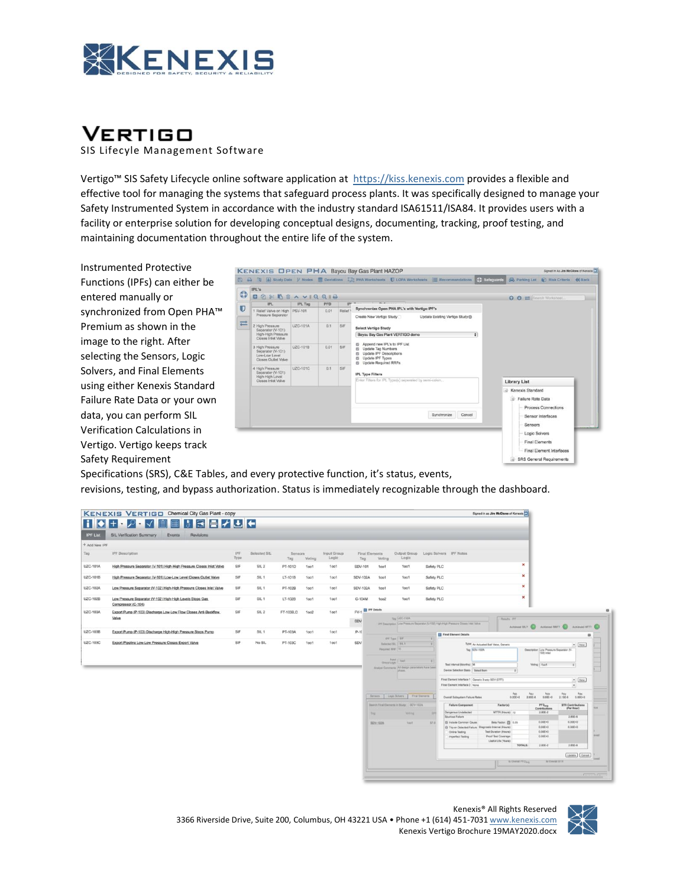# KENEXIS

DESIGNED FOR SAFETY, SECURITY & RELIABILITY

# VERTIGO

SIS Lifecyle Management Software

Vertigo™ SIS Safety Lifecycle online software application at https://kiss.kenexis.com provides a flexible and effective tool for managing the systems that safeguard process plants. It was specifically designed to manage your Safety Instrumented System in accordance with the industry standard ISA61511/ISA84. It provides users with a facility or enterprise solution for developing conceptual designs, documenting, tracking, proof testing, and maintaining documentation throughout the entire life of the system.

Instrumented Protective Functions (IPFs) can either be entered manually or synchronized from Open PHA™ Premium as shown in the image to the right. After selecting the Sensors, Logic Solvers, and Final Elements using either Kenexis Standard Failure Rate Data or your own data, you can perform SIL Verification Calculations in Vertigo. Vertigo keeps track Safety Requirement Specifications (SRS), C&E Tables, and every protective function, it's status, events, revisions, testing, and bypass authorization. Status is immediately recognizable through the dashboard.

Kenexis® All Rights Reserved
3366 Riverside Drive, Suite 200, Columbus, OH 43221 USA • Phone +1 (614) 451-7031 www.kenexis.com
Kenexis Vertigo Brochure 19MAY2020.docx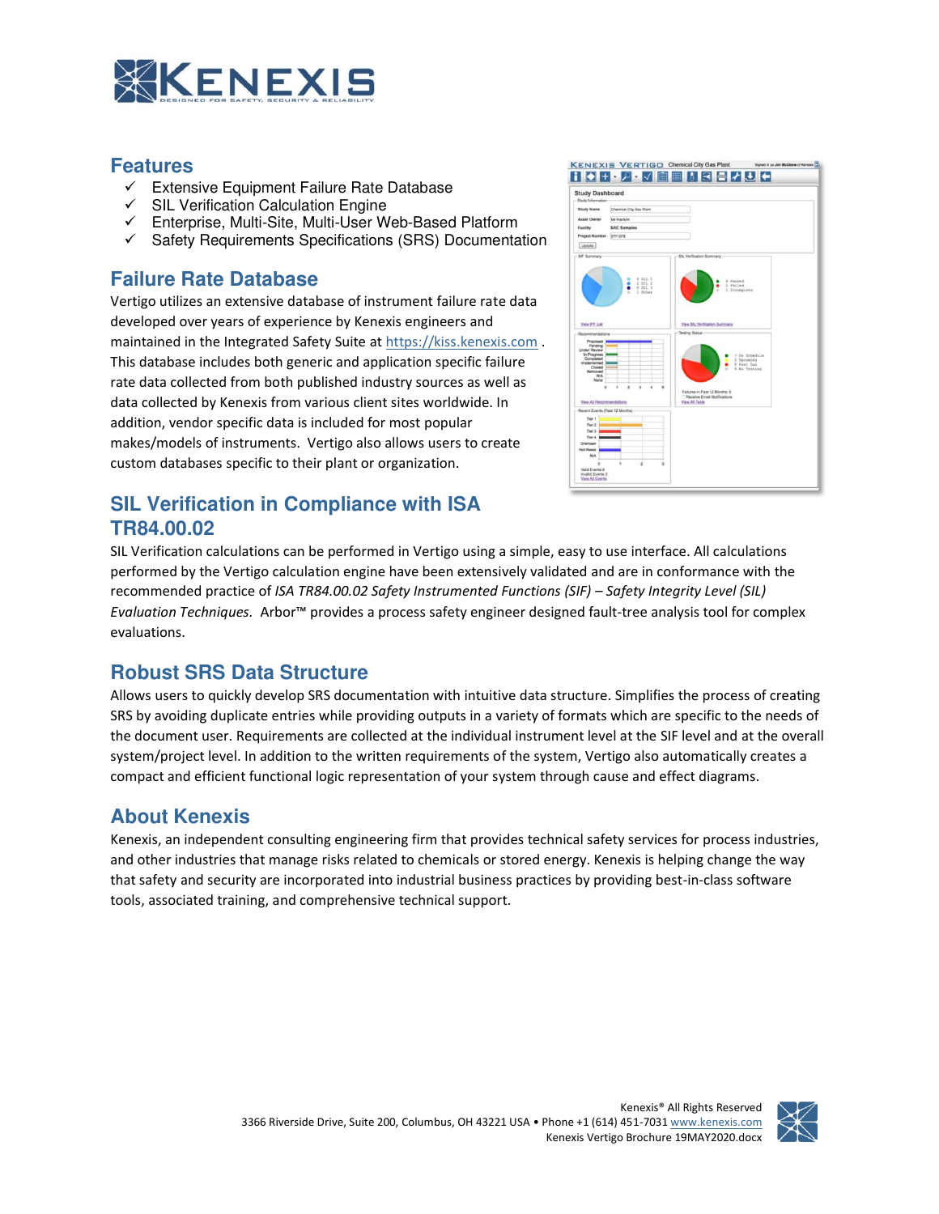# KENEXIS

## Features

- ✓ Extensive Equipment Failure Rate Database
- ✓ SIL Verification Calculation Engine
- ✓ Enterprise, Multi-Site, Multi-User Web-Based Platform
- ✓ Safety Requirements Specifications (SRS) Documentation

## Failure Rate Database

Vertigo utilizes an extensive database of instrument failure rate data developed over years of experience by Kenexis engineers and maintained in the Integrated Safety Suite at https://kiss.kenexis.com . This database includes both generic and application specific failure rate data collected from both published industry sources as well as data collected by Kenexis from various client sites worldwide. In addition, vendor specific data is included for most popular makes/models of instruments. Vertigo also allows users to create custom databases specific to their plant or organization.

## SIL Verification in Compliance with ISA TR84.00.02

SIL Verification calculations can be performed in Vertigo using a simple, easy to use interface. All calculations performed by the Vertigo calculation engine have been extensively validated and are in conformance with the recommended practice of *ISA TR84.00.02 Safety Instrumented Functions (SIF) – Safety Integrity Level (SIL) Evaluation Techniques.* Arbor™ provides a process safety engineer designed fault-tree analysis tool for complex evaluations.

## Robust SRS Data Structure

Allows users to quickly develop SRS documentation with intuitive data structure. Simplifies the process of creating SRS by avoiding duplicate entries while providing outputs in a variety of formats which are specific to the needs of the document user. Requirements are collected at the individual instrument level at the SIF level and at the overall system/project level. In addition to the written requirements of the system, Vertigo also automatically creates a compact and efficient functional logic representation of your system through cause and effect diagrams.

## About Kenexis

Kenexis, an independent consulting engineering firm that provides technical safety services for process industries, and other industries that manage risks related to chemicals or stored energy. Kenexis is helping change the way that safety and security are incorporated into industrial business practices by providing best-in-class software tools, associated training, and comprehensive technical support.

Kenexis® All Rights Reserved
3366 Riverside Drive, Suite 200, Columbus, OH 43221 USA • Phone +1 (614) 451-7031 www.kenexis.com
Kenexis Vertigo Brochure 19MAY2020.docx